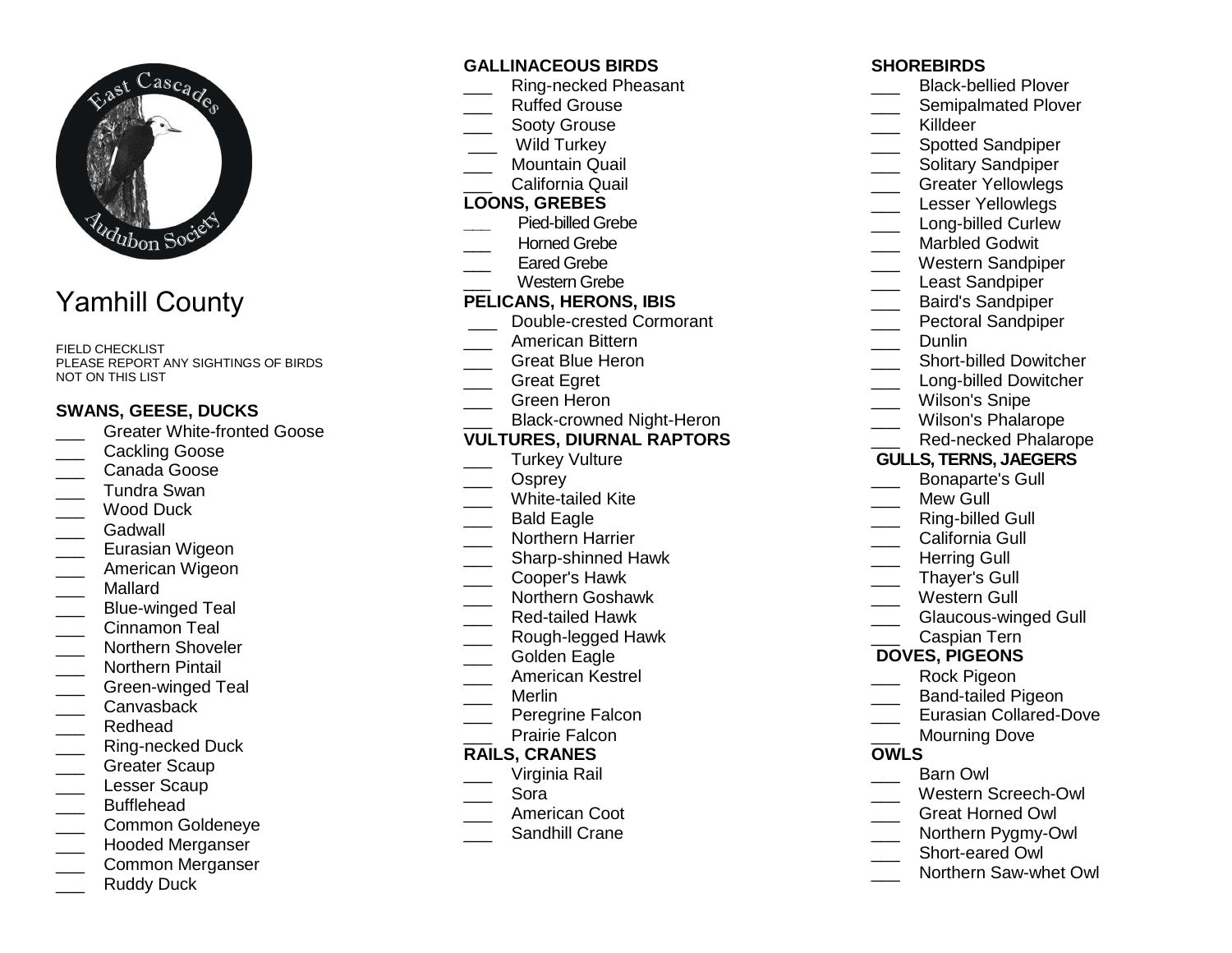East Cascades Audubon Society

# Yamhill County

FIELD CHECKLIST
PLEASE REPORT ANY SIGHTINGS OF BIRDS NOT ON THIS LIST

**SWANS, GEESE, DUCKS**

- ___ Greater White-fronted Goose
- ___ Cackling Goose
- ___ Canada Goose
- ___ Tundra Swan
- ___ Wood Duck
- ___ Gadwall
- ___ Eurasian Wigeon
- ___ American Wigeon
- ___ Mallard
- ___ Blue-winged Teal
- ___ Cinnamon Teal
- ___ Northern Shoveler
- ___ Northern Pintail
- ___ Green-winged Teal
- ___ Canvasback
- ___ Redhead
- ___ Ring-necked Duck
- ___ Greater Scaup
- ___ Lesser Scaup
- ___ Bufflehead
- ___ Common Goldeneye
- ___ Hooded Merganser
- ___ Common Merganser
- ___ Ruddy Duck

**GALLINACEOUS BIRDS**

- ___ Ring-necked Pheasant
- ___ Ruffed Grouse
- ___ Sooty Grouse
- ___ Wild Turkey
- ___ Mountain Quail
- ___ California Quail

**LOONS, GREBES**

- ___ Pied-billed Grebe
- ___ Horned Grebe
- ___ Eared Grebe
- ___ Western Grebe

**PELICANS, HERONS, IBIS**

- ___ Double-crested Cormorant
- ___ American Bittern
- ___ Great Blue Heron
- ___ Great Egret
- ___ Green Heron
- ___ Black-crowned Night-Heron

**VULTURES, DIURNAL RAPTORS**

- ___ Turkey Vulture
- ___ Osprey
- ___ White-tailed Kite
- ___ Bald Eagle
- ___ Northern Harrier
- ___ Sharp-shinned Hawk
- ___ Cooper's Hawk
- ___ Northern Goshawk
- ___ Red-tailed Hawk
- ___ Rough-legged Hawk
- ___ Golden Eagle
- ___ American Kestrel
- ___ Merlin
- ___ Peregrine Falcon
- ___ Prairie Falcon

**RAILS, CRANES**

- ___ Virginia Rail
- ___ Sora
- ___ American Coot
- ___ Sandhill Crane

**SHOREBIRDS**

- ___ Black-bellied Plover
- ___ Semipalmated Plover
- ___ Killdeer
- ___ Spotted Sandpiper
- ___ Solitary Sandpiper
- ___ Greater Yellowlegs
- ___ Lesser Yellowlegs
- ___ Long-billed Curlew
- ___ Marbled Godwit
- ___ Western Sandpiper
- ___ Least Sandpiper
- ___ Baird's Sandpiper
- ___ Pectoral Sandpiper
- ___ Dunlin
- ___ Short-billed Dowitcher
- ___ Long-billed Dowitcher
- ___ Wilson's Snipe
- ___ Wilson's Phalarope
- ___ Red-necked Phalarope

**GULLS, TERNS, JAEGERS**

- ___ Bonaparte's Gull
- ___ Mew Gull
- ___ Ring-billed Gull
- ___ California Gull
- ___ Herring Gull
- ___ Thayer's Gull
- ___ Western Gull
- ___ Glaucous-winged Gull
- ___ Caspian Tern

**DOVES, PIGEONS**

- ___ Rock Pigeon
- ___ Band-tailed Pigeon
- ___ Eurasian Collared-Dove
- ___ Mourning Dove

**OWLS**

- ___ Barn Owl
- ___ Western Screech-Owl
- ___ Great Horned Owl
- ___ Northern Pygmy-Owl
- ___ Short-eared Owl
- ___ Northern Saw-whet Owl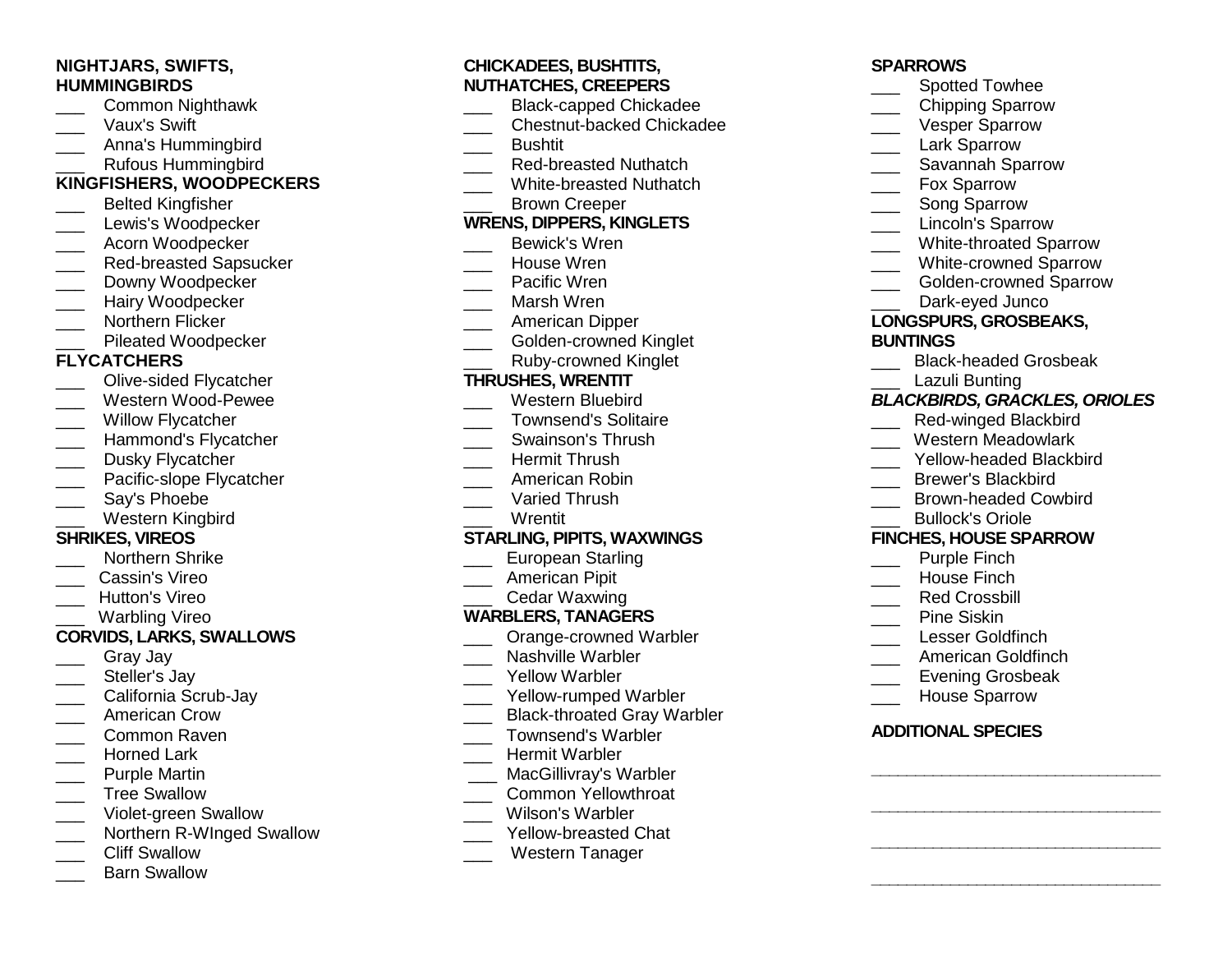**NIGHTJARS, SWIFTS, HUMMINGBIRDS**

___ Common Nighthawk
___ Vaux's Swift
___ Anna's Hummingbird
___ Rufous Hummingbird

**KINGFISHERS, WOODPECKERS**

___ Belted Kingfisher
___ Lewis's Woodpecker
___ Acorn Woodpecker
___ Red-breasted Sapsucker
___ Downy Woodpecker
___ Hairy Woodpecker
___ Northern Flicker
___ Pileated Woodpecker

**FLYCATCHERS**

___ Olive-sided Flycatcher
___ Western Wood-Pewee
___ Willow Flycatcher
___ Hammond's Flycatcher
___ Dusky Flycatcher
___ Pacific-slope Flycatcher
___ Say's Phoebe
___ Western Kingbird

**SHRIKES, VIREOS**

___ Northern Shrike
___ Cassin's Vireo
___ Hutton's Vireo
___ Warbling Vireo

**CORVIDS, LARKS, SWALLOWS**

___ Gray Jay
___ Steller's Jay
___ California Scrub-Jay
___ American Crow
___ Common Raven
___ Horned Lark
___ Purple Martin
___ Tree Swallow
___ Violet-green Swallow
___ Northern R-WInged Swallow
___ Cliff Swallow
___ Barn Swallow

**CHICKADEES, BUSHTITS, NUTHATCHES, CREEPERS**

___ Black-capped Chickadee
___ Chestnut-backed Chickadee
___ Bushtit
___ Red-breasted Nuthatch
___ White-breasted Nuthatch
___ Brown Creeper

**WRENS, DIPPERS, KINGLETS**

___ Bewick's Wren
___ House Wren
___ Pacific Wren
___ Marsh Wren
___ American Dipper
___ Golden-crowned Kinglet
___ Ruby-crowned Kinglet

**THRUSHES, WRENTIT**

___ Western Bluebird
___ Townsend's Solitaire
___ Swainson's Thrush
___ Hermit Thrush
___ American Robin
___ Varied Thrush
___ Wrentit

**STARLING, PIPITS, WAXWINGS**

___ European Starling
___ American Pipit
___ Cedar Waxwing

**WARBLERS, TANAGERS**

___ Orange-crowned Warbler
___ Nashville Warbler
___ Yellow Warbler
___ Yellow-rumped Warbler
___ Black-throated Gray Warbler
___ Townsend's Warbler
___ Hermit Warbler
___ MacGillivray's Warbler
___ Common Yellowthroat
___ Wilson's Warbler
___ Yellow-breasted Chat
___ Western Tanager

**SPARROWS**

___ Spotted Towhee
___ Chipping Sparrow
___ Vesper Sparrow
___ Lark Sparrow
___ Savannah Sparrow
___ Fox Sparrow
___ Song Sparrow
___ Lincoln's Sparrow
___ White-throated Sparrow
___ White-crowned Sparrow
___ Golden-crowned Sparrow
___ Dark-eyed Junco

**LONGSPURS, GROSBEAKS, BUNTINGS**

___ Black-headed Grosbeak
___ Lazuli Bunting

***BLACKBIRDS, GRACKLES, ORIOLES***

___ Red-winged Blackbird
___ Western Meadowlark
___ Yellow-headed Blackbird
___ Brewer's Blackbird
___ Brown-headed Cowbird
___ Bullock's Oriole

**FINCHES, HOUSE SPARROW**

___ Purple Finch
___ House Finch
___ Red Crossbill
___ Pine Siskin
___ Lesser Goldfinch
___ American Goldfinch
___ Evening Grosbeak
___ House Sparrow

**ADDITIONAL SPECIES**

______________________________

______________________________

______________________________

______________________________